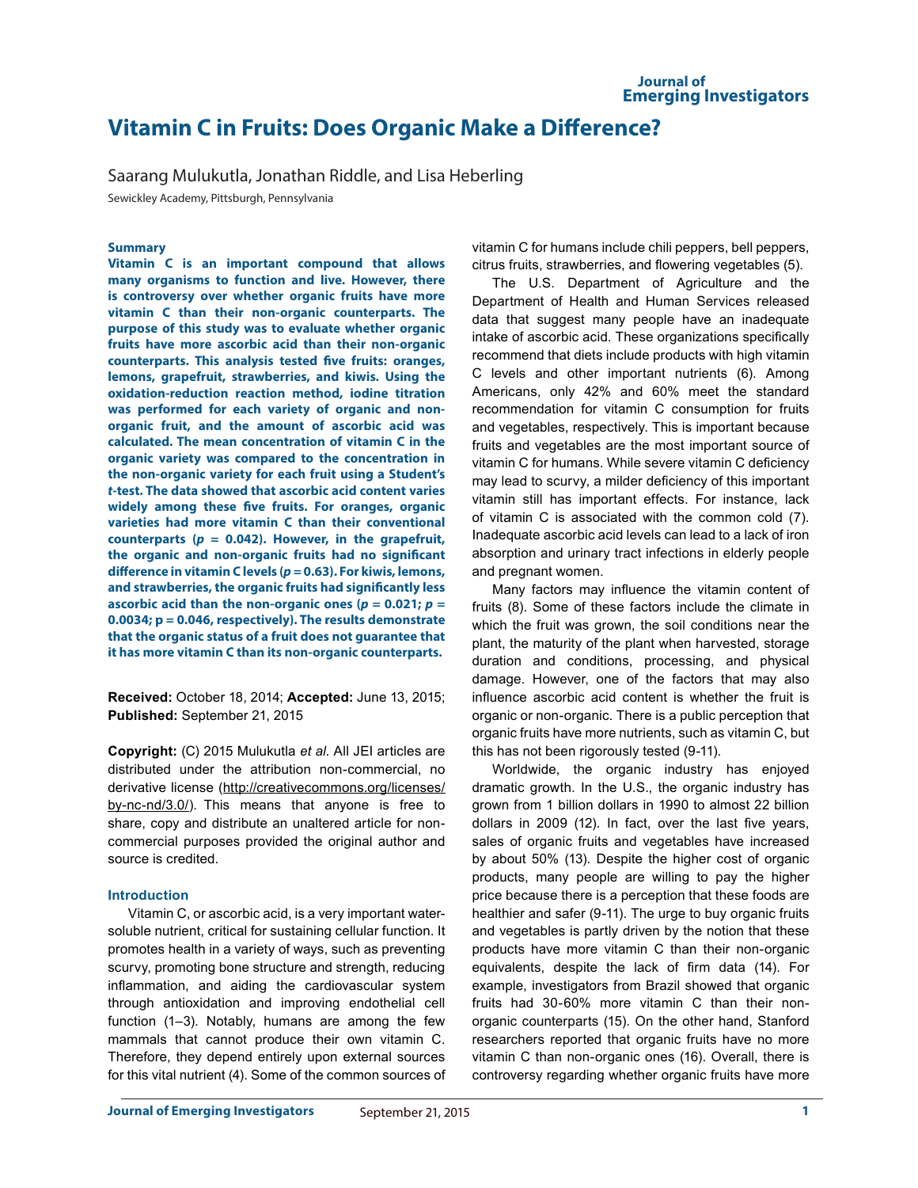# Vitamin C in Fruits: Does Organic Make a Difference?

Saarang Mulukutla, Jonathan Riddle, and Lisa Heberling

Sewickley Academy, Pittsburgh, Pennsylvania

### Summary

**Vitamin C is an important compound that allows many organisms to function and live. However, there is controversy over whether organic fruits have more vitamin C than their non-organic counterparts. The purpose of this study was to evaluate whether organic fruits have more ascorbic acid than their non-organic counterparts. This analysis tested five fruits: oranges, lemons, grapefruit, strawberries, and kiwis. Using the oxidation-reduction reaction method, iodine titration was performed for each variety of organic and non-organic fruit, and the amount of ascorbic acid was calculated. The mean concentration of vitamin C in the organic variety was compared to the concentration in the non-organic variety for each fruit using a Student's *t*-test. The data showed that ascorbic acid content varies widely among these five fruits. For oranges, organic varieties had more vitamin C than their conventional counterparts ($p = 0.042$). However, in the grapefruit, the organic and non-organic fruits had no significant difference in vitamin C levels ($p = 0.63$). For kiwis, lemons, and strawberries, the organic fruits had significantly less ascorbic acid than the non-organic ones ($p = 0.021$; $p = 0.0034$; $p = 0.046$, respectively). The results demonstrate that the organic status of a fruit does not guarantee that it has more vitamin C than its non-organic counterparts.**

**Received:** October 18, 2014; **Accepted:** June 13, 2015; **Published:** September 21, 2015

**Copyright:** (C) 2015 Mulukutla *et al*. All JEI articles are distributed under the attribution non-commercial, no derivative license (http://creativecommons.org/licenses/by-nc-nd/3.0/). This means that anyone is free to share, copy and distribute an unaltered article for non-commercial purposes provided the original author and source is credited.

### Introduction

Vitamin C, or ascorbic acid, is a very important water-soluble nutrient, critical for sustaining cellular function. It promotes health in a variety of ways, such as preventing scurvy, promoting bone structure and strength, reducing inflammation, and aiding the cardiovascular system through antioxidation and improving endothelial cell function (1–3). Notably, humans are among the few mammals that cannot produce their own vitamin C. Therefore, they depend entirely upon external sources for this vital nutrient (4). Some of the common sources of vitamin C for humans include chili peppers, bell peppers, citrus fruits, strawberries, and flowering vegetables (5).

The U.S. Department of Agriculture and the Department of Health and Human Services released data that suggest many people have an inadequate intake of ascorbic acid. These organizations specifically recommend that diets include products with high vitamin C levels and other important nutrients (6). Among Americans, only 42% and 60% meet the standard recommendation for vitamin C consumption for fruits and vegetables, respectively. This is important because fruits and vegetables are the most important source of vitamin C for humans. While severe vitamin C deficiency may lead to scurvy, a milder deficiency of this important vitamin still has important effects. For instance, lack of vitamin C is associated with the common cold (7). Inadequate ascorbic acid levels can lead to a lack of iron absorption and urinary tract infections in elderly people and pregnant women.

Many factors may influence the vitamin content of fruits (8). Some of these factors include the climate in which the fruit was grown, the soil conditions near the plant, the maturity of the plant when harvested, storage duration and conditions, processing, and physical damage. However, one of the factors that may also influence ascorbic acid content is whether the fruit is organic or non-organic. There is a public perception that organic fruits have more nutrients, such as vitamin C, but this has not been rigorously tested (9-11).

Worldwide, the organic industry has enjoyed dramatic growth. In the U.S., the organic industry has grown from 1 billion dollars in 1990 to almost 22 billion dollars in 2009 (12). In fact, over the last five years, sales of organic fruits and vegetables have increased by about 50% (13). Despite the higher cost of organic products, many people are willing to pay the higher price because there is a perception that these foods are healthier and safer (9-11). The urge to buy organic fruits and vegetables is partly driven by the notion that these products have more vitamin C than their non-organic equivalents, despite the lack of firm data (14). For example, investigators from Brazil showed that organic fruits had 30-60% more vitamin C than their non-organic counterparts (15). On the other hand, Stanford researchers reported that organic fruits have no more vitamin C than non-organic ones (16). Overall, there is controversy regarding whether organic fruits have more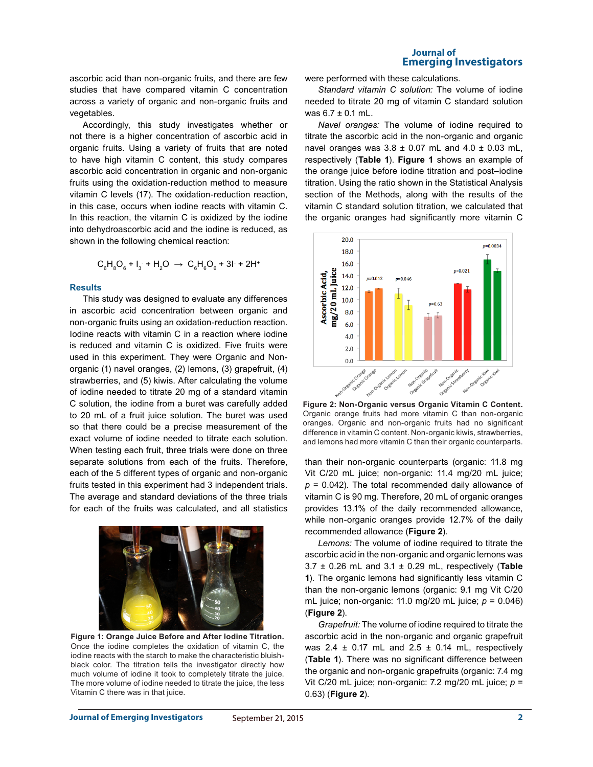ascorbic acid than non-organic fruits, and there are few studies that have compared vitamin C concentration across a variety of organic and non-organic fruits and vegetables.

Accordingly, this study investigates whether or not there is a higher concentration of ascorbic acid in organic fruits. Using a variety of fruits that are noted to have high vitamin C content, this study compares ascorbic acid concentration in organic and non-organic fruits using the oxidation-reduction method to measure vitamin C levels (17). The oxidation-reduction reaction, in this case, occurs when iodine reacts with vitamin C. In this reaction, the vitamin C is oxidized by the iodine into dehydroascorbic acid and the iodine is reduced, as shown in the following chemical reaction:

$$C_6H_8O_6 + I_3^- + H_2O \rightarrow C_6H_6O_6 + 3I^- + 2H^+$$

## Results

This study was designed to evaluate any differences in ascorbic acid concentration between organic and non-organic fruits using an oxidation-reduction reaction. Iodine reacts with vitamin C in a reaction where iodine is reduced and vitamin C is oxidized. Five fruits were used in this experiment. They were Organic and Non-organic (1) navel oranges, (2) lemons, (3) grapefruit, (4) strawberries, and (5) kiwis. After calculating the volume of iodine needed to titrate 20 mg of a standard vitamin C solution, the iodine from a buret was carefully added to 20 mL of a fruit juice solution. The buret was used so that there could be a precise measurement of the exact volume of iodine needed to titrate each solution. When testing each fruit, three trials were done on three separate solutions from each of the fruits. Therefore, each of the 5 different types of organic and non-organic fruits tested in this experiment had 3 independent trials. The average and standard deviations of the three trials for each of the fruits was calculated, and all statistics were performed with these calculations.

*Standard vitamin C solution:* The volume of iodine needed to titrate 20 mg of vitamin C standard solution was 6.7 ± 0.1 mL.

*Navel oranges:* The volume of iodine required to titrate the ascorbic acid in the non-organic and organic navel oranges was 3.8 ± 0.07 mL and 4.0 ± 0.03 mL, respectively (**Table 1**). **Figure 1** shows an example of the orange juice before iodine titration and post–iodine titration. Using the ratio shown in the Statistical Analysis section of the Methods, along with the results of the vitamin C standard solution titration, we calculated that the organic oranges had significantly more vitamin C than their non-organic counterparts (organic: 11.8 mg Vit C/20 mL juice; non-organic: 11.4 mg/20 mL juice; $p$ = 0.042). The total recommended daily allowance of vitamin C is 90 mg. Therefore, 20 mL of organic oranges provides 13.1% of the daily recommended allowance, while non-organic oranges provide 12.7% of the daily recommended allowance (**Figure 2**).

**Figure 1: Orange Juice Before and After Iodine Titration.** Once the iodine completes the oxidation of vitamin C, the iodine reacts with the starch to make the characteristic bluish-black color. The titration tells the investigator directly how much volume of iodine it took to completely titrate the juice. The more volume of iodine needed to titrate the juice, the less Vitamin C there was in that juice.

**Figure 2: Non-Organic versus Organic Vitamin C Content.** Organic orange fruits had more vitamin C than non-organic oranges. Organic and non-organic fruits had no significant difference in vitamin C content. Non-organic kiwis, strawberries, and lemons had more vitamin C than their organic counterparts.

*Lemons:* The volume of iodine required to titrate the ascorbic acid in the non-organic and organic lemons was 3.7 ± 0.26 mL and 3.1 ± 0.29 mL, respectively (**Table 1**). The organic lemons had significantly less vitamin C than the non-organic lemons (organic: 9.1 mg Vit C/20 mL juice; non-organic: 11.0 mg/20 mL juice; $p$ = 0.046) (**Figure 2**).

*Grapefruit:* The volume of iodine required to titrate the ascorbic acid in the non-organic and organic grapefruit was 2.4 ± 0.17 mL and 2.5 ± 0.14 mL, respectively (**Table 1**). There was no significant difference between the organic and non-organic grapefruits (organic: 7.4 mg Vit C/20 mL juice; non-organic: 7.2 mg/20 mL juice; $p$ = 0.63) (**Figure 2**).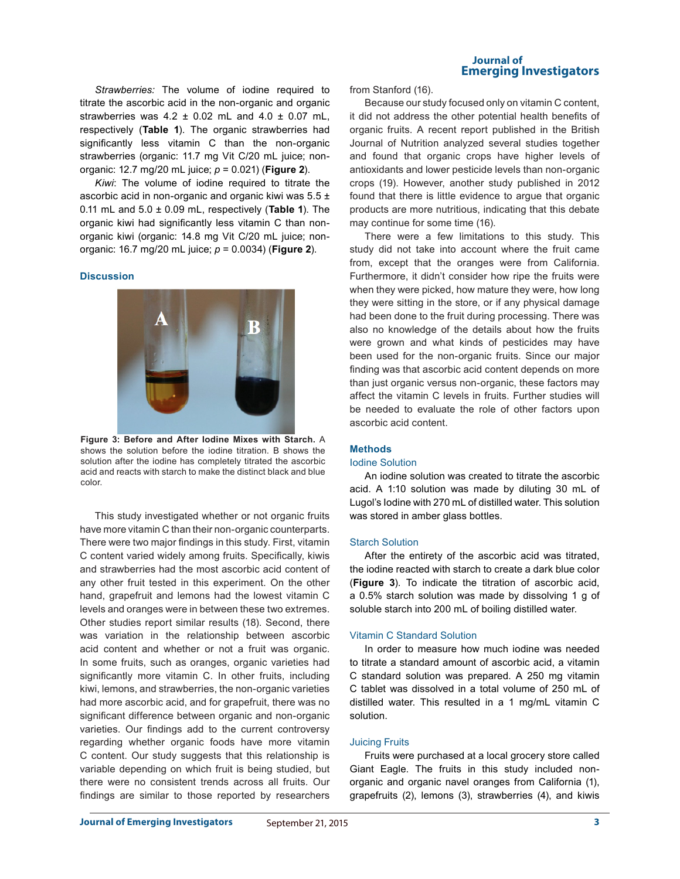*Strawberries:* The volume of iodine required to titrate the ascorbic acid in the non-organic and organic strawberries was 4.2 ± 0.02 mL and 4.0 ± 0.07 mL, respectively (**Table 1**). The organic strawberries had significantly less vitamin C than the non-organic strawberries (organic: 11.7 mg Vit C/20 mL juice; non-organic: 12.7 mg/20 mL juice; $p$ = 0.021) (**Figure 2**).

*Kiwi*: The volume of iodine required to titrate the ascorbic acid in non-organic and organic kiwi was 5.5 ± 0.11 mL and 5.0 ± 0.09 mL, respectively (**Table 1**). The organic kiwi had significantly less vitamin C than non-organic kiwi (organic: 14.8 mg Vit C/20 mL juice; non-organic: 16.7 mg/20 mL juice; $p$ = 0.0034) (**Figure 2**).

## Discussion

**Figure 3: Before and After Iodine Mixes with Starch.** A shows the solution before the iodine titration. B shows the solution after the iodine has completely titrated the ascorbic acid and reacts with starch to make the distinct black and blue color.

This study investigated whether or not organic fruits have more vitamin C than their non-organic counterparts. There were two major findings in this study. First, vitamin C content varied widely among fruits. Specifically, kiwis and strawberries had the most ascorbic acid content of any other fruit tested in this experiment. On the other hand, grapefruit and lemons had the lowest vitamin C levels and oranges were in between these two extremes. Other studies report similar results (18). Second, there was variation in the relationship between ascorbic acid content and whether or not a fruit was organic. In some fruits, such as oranges, organic varieties had significantly more vitamin C. In other fruits, including kiwi, lemons, and strawberries, the non-organic varieties had more ascorbic acid, and for grapefruit, there was no significant difference between organic and non-organic varieties. Our findings add to the current controversy regarding whether organic foods have more vitamin C content. Our study suggests that this relationship is variable depending on which fruit is being studied, but there were no consistent trends across all fruits. Our findings are similar to those reported by researchers from Stanford (16).

Because our study focused only on vitamin C content, it did not address the other potential health benefits of organic fruits. A recent report published in the British Journal of Nutrition analyzed several studies together and found that organic crops have higher levels of antioxidants and lower pesticide levels than non-organic crops (19). However, another study published in 2012 found that there is little evidence to argue that organic products are more nutritious, indicating that this debate may continue for some time (16).

There were a few limitations to this study. This study did not take into account where the fruit came from, except that the oranges were from California. Furthermore, it didn't consider how ripe the fruits were when they were picked, how mature they were, how long they were sitting in the store, or if any physical damage had been done to the fruit during processing. There was also no knowledge of the details about how the fruits were grown and what kinds of pesticides may have been used for the non-organic fruits. Since our major finding was that ascorbic acid content depends on more than just organic versus non-organic, these factors may affect the vitamin C levels in fruits. Further studies will be needed to evaluate the role of other factors upon ascorbic acid content.

## Methods

### Iodine Solution

An iodine solution was created to titrate the ascorbic acid. A 1:10 solution was made by diluting 30 mL of Lugol's Iodine with 270 mL of distilled water. This solution was stored in amber glass bottles.

### Starch Solution

After the entirety of the ascorbic acid was titrated, the iodine reacted with starch to create a dark blue color (**Figure 3**). To indicate the titration of ascorbic acid, a 0.5% starch solution was made by dissolving 1 g of soluble starch into 200 mL of boiling distilled water.

### Vitamin C Standard Solution

In order to measure how much iodine was needed to titrate a standard amount of ascorbic acid, a vitamin C standard solution was prepared. A 250 mg vitamin C tablet was dissolved in a total volume of 250 mL of distilled water. This resulted in a 1 mg/mL vitamin C solution.

### Juicing Fruits

Fruits were purchased at a local grocery store called Giant Eagle. The fruits in this study included non-organic and organic navel oranges from California (1), grapefruits (2), lemons (3), strawberries (4), and kiwis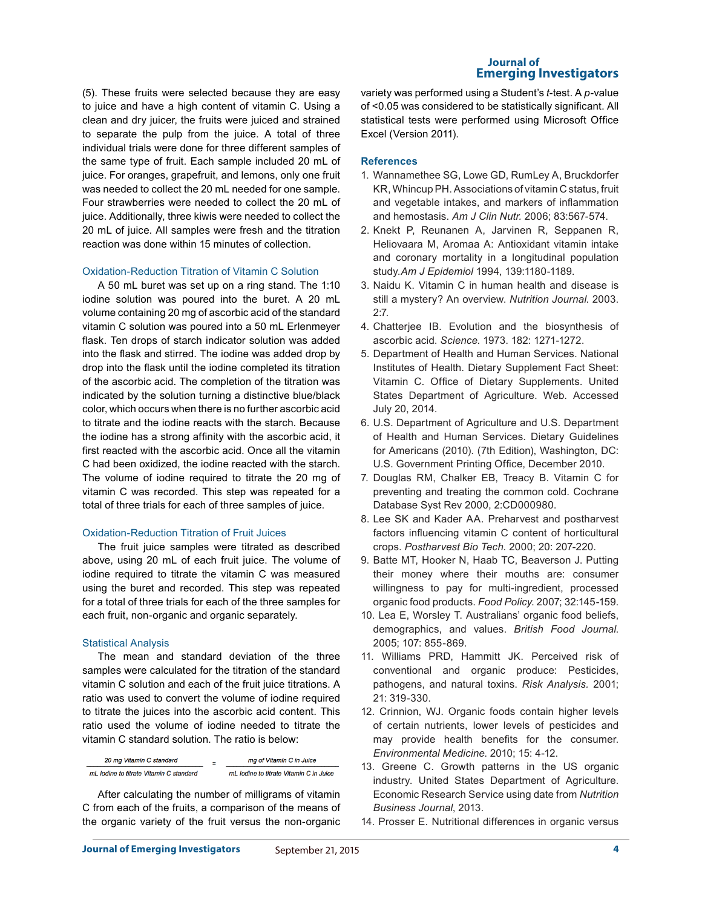(5). These fruits were selected because they are easy to juice and have a high content of vitamin C. Using a clean and dry juicer, the fruits were juiced and strained to separate the pulp from the juice. A total of three individual trials were done for three different samples of the same type of fruit. Each sample included 20 mL of juice. For oranges, grapefruit, and lemons, only one fruit was needed to collect the 20 mL needed for one sample. Four strawberries were needed to collect the 20 mL of juice. Additionally, three kiwis were needed to collect the 20 mL of juice. All samples were fresh and the titration reaction was done within 15 minutes of collection.

### Oxidation-Reduction Titration of Vitamin C Solution

A 50 mL buret was set up on a ring stand. The 1:10 iodine solution was poured into the buret. A 20 mL volume containing 20 mg of ascorbic acid of the standard vitamin C solution was poured into a 50 mL Erlenmeyer flask. Ten drops of starch indicator solution was added into the flask and stirred. The iodine was added drop by drop into the flask until the iodine completed its titration of the ascorbic acid. The completion of the titration was indicated by the solution turning a distinctive blue/black color, which occurs when there is no further ascorbic acid to titrate and the iodine reacts with the starch. Because the iodine has a strong affinity with the ascorbic acid, it first reacted with the ascorbic acid. Once all the vitamin C had been oxidized, the iodine reacted with the starch. The volume of iodine required to titrate the 20 mg of vitamin C was recorded. This step was repeated for a total of three trials for each of three samples of juice.

### Oxidation-Reduction Titration of Fruit Juices

The fruit juice samples were titrated as described above, using 20 mL of each fruit juice. The volume of iodine required to titrate the vitamin C was measured using the buret and recorded. This step was repeated for a total of three trials for each of the three samples for each fruit, non-organic and organic separately.

### Statistical Analysis

The mean and standard deviation of the three samples were calculated for the titration of the standard vitamin C solution and each of the fruit juice titrations. A ratio was used to convert the volume of iodine required to titrate the juices into the ascorbic acid content. This ratio used the volume of iodine needed to titrate the vitamin C standard solution. The ratio is below:

$$\frac{\text{20 mg Vitamin C standard}}{\text{mL Iodine to titrate Vitamin C standard}} = \frac{\text{mg of Vitamin C in Juice}}{\text{mL Iodine to titrate Vitamin C in Juice}}$$

After calculating the number of milligrams of vitamin C from each of the fruits, a comparison of the means of the organic variety of the fruit versus the non-organic variety was performed using a Student's *t*-test. A *p*-value of $<0.05$ was considered to be statistically significant. All statistical tests were performed using Microsoft Office Excel (Version 2011).

## References

1. Wannamethee SG, Lowe GD, RumLey A, Bruckdorfer KR, Whincup PH. Associations of vitamin C status, fruit and vegetable intakes, and markers of inflammation and hemostasis. *Am J Clin Nutr.* 2006; 83:567-574.
2. Knekt P, Reunanen A, Jarvinen R, Seppanen R, Heliovaara M, Aromaa A: Antioxidant vitamin intake and coronary mortality in a longitudinal population study.*Am J Epidemiol* 1994, 139:1180-1189.
3. Naidu K. Vitamin C in human health and disease is still a mystery? An overview. *Nutrition Journal.* 2003. 2:7.
4. Chatterjee IB. Evolution and the biosynthesis of ascorbic acid. *Science.* 1973. 182: 1271-1272.
5. Department of Health and Human Services. National Institutes of Health. Dietary Supplement Fact Sheet: Vitamin C. Office of Dietary Supplements. United States Department of Agriculture. Web. Accessed July 20, 2014.
6. U.S. Department of Agriculture and U.S. Department of Health and Human Services. Dietary Guidelines for Americans (2010). (7th Edition), Washington, DC: U.S. Government Printing Office, December 2010.
7. Douglas RM, Chalker EB, Treacy B. Vitamin C for preventing and treating the common cold. Cochrane Database Syst Rev 2000, 2:CD000980.
8. Lee SK and Kader AA. Preharvest and postharvest factors influencing vitamin C content of horticultural crops. *Postharvest Bio Tech.* 2000; 20: 207-220.
9. Batte MT, Hooker N, Haab TC, Beaverson J. Putting their money where their mouths are: consumer willingness to pay for multi-ingredient, processed organic food products. *Food Policy.* 2007; 32:145-159.
10. Lea E, Worsley T. Australians' organic food beliefs, demographics, and values. *British Food Journal.* 2005; 107: 855-869.
11. Williams PRD, Hammitt JK. Perceived risk of conventional and organic produce: Pesticides, pathogens, and natural toxins. *Risk Analysis.* 2001; 21: 319-330.
12. Crinnion, WJ. Organic foods contain higher levels of certain nutrients, lower levels of pesticides and may provide health benefits for the consumer. *Environmental Medicine.* 2010; 15: 4-12.
13. Greene C. Growth patterns in the US organic industry. United States Department of Agriculture. Economic Research Service using date from *Nutrition Business Journal*, 2013.
14. Prosser E. Nutritional differences in organic versus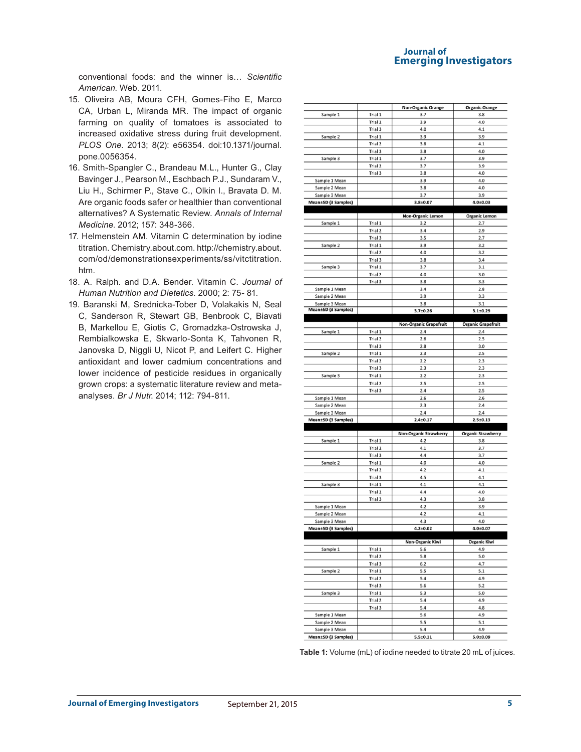conventional foods: and the winner is… *Scientific American.* Web. 2011.

15. Oliveira AB, Moura CFH, Gomes-Fiho E, Marco CA, Urban L, Miranda MR. The impact of organic farming on quality of tomatoes is associated to increased oxidative stress during fruit development. *PLOS One.* 2013; 8(2): e56354. doi:10.1371/journal.pone.0056354.
16. Smith-Spangler C., Brandeau M.L., Hunter G., Clay Bavinger J., Pearson M., Eschbach P.J., Sundaram V., Liu H., Schirmer P., Stave C., Olkin I., Bravata D. M. Are organic foods safer or healthier than conventional alternatives? A Systematic Review. *Annals of Internal Medicine.* 2012; 157: 348-366.
17. Helmenstein AM. Vitamin C determination by iodine titration. Chemistry.about.com. http://chemistry.about.com/od/demonstrationsexperiments/ss/vitctitration.htm.
18. A. Ralph. and D.A. Bender. Vitamin C. *Journal of Human Nutrition and Dietetics.* 2000; 2: 75- 81.
19. Baranski M, Srednicka-Tober D, Volakakis N, Seal C, Sanderson R, Stewart GB, Benbrook C, Biavati B, Markellou E, Giotis C, Gromadzka-Ostrowska J, Rembialkowska E, Skwarlo-Sonta K, Tahvonen R, Janovska D, Niggli U, Nicot P, and Leifert C. Higher antioxidant and lower cadmium concentrations and lower incidence of pesticide residues in organically grown crops: a systematic literature review and meta-analyses. *Br J Nutr.* 2014; 112: 794-811.

| | | Non-Organic Orange | Organic Orange |
|---|---|---|---|
| Sample 1 | Trial 1 | 3.7 | 3.8 |
| | Trial 2 | 3.9 | 4.0 |
| | Trial 3 | 4.0 | 4.1 |
| Sample 2 | Trial 1 | 3.9 | 3.9 |
| | Trial 2 | 3.8 | 4.1 |
| | Trial 3 | 3.8 | 4.0 |
| Sample 3 | Trial 1 | 3.7 | 3.9 |
| | Trial 2 | 3.7 | 3.9 |
| | Trial 3 | 3.8 | 4.0 |
| Sample 1 Mean | | 3.9 | 4.0 |
| Sample 2 Mean | | 3.8 | 4.0 |
| Sample 3 Mean | | 3.7 | 3.9 |
| **Mean±SD (3 Samples)** | | **3.8±0.07** | **4.0±0.03** |
| | | | |
| | | **Non-Organic Lemon** | **Organic Lemon** |
| Sample 1 | Trial 1 | 3.2 | 2.7 |
| | Trial 2 | 3.4 | 2.9 |
| | Trial 3 | 3.5 | 2.7 |
| Sample 2 | Trial 1 | 3.9 | 3.2 |
| | Trial 2 | 4.0 | 3.2 |
| | Trial 3 | 3.8 | 3.4 |
| Sample 3 | Trial 1 | 3.7 | 3.1 |
| | Trial 2 | 4.0 | 3.0 |
| | Trial 3 | 3.8 | 3.3 |
| Sample 1 Mean | | 3.4 | 2.8 |
| Sample 2 Mean | | 3.9 | 3.3 |
| Sample 3 Mean | | 3.8 | 3.1 |
| **Mean±SD (3 Samples)** | | **3.7±0.26** | **3.1±0.29** |
| | | | |
| | | **Non-Organic Grapefruit** | **Organic Grapefruit** |
| Sample 1 | Trial 1 | 2.4 | 2.4 |
| | Trial 2 | 2.6 | 2.5 |
| | Trial 3 | 2.8 | 3.0 |
| Sample 2 | Trial 1 | 2.3 | 2.5 |
| | Trial 2 | 2.2 | 2.3 |
| | Trial 3 | 2.3 | 2.3 |
| Sample 3 | Trial 1 | 2.2 | 2.3 |
| | Trial 2 | 2.5 | 2.5 |
| | Trial 3 | 2.4 | 2.5 |
| Sample 1 Mean | | 2.6 | 2.6 |
| Sample 2 Mean | | 2.3 | 2.4 |
| Sample 3 Mean | | 2.4 | 2.4 |
| **Mean±SD (3 Samples)** | | **2.4±0.17** | **2.5±0.13** |
| | | | |
| | | **Non-Organic Strawberry** | **Organic Strawberry** |
| Sample 1 | Trial 1 | 4.2 | 3.8 |
| | Trial 2 | 4.1 | 3.7 |
| | Trial 3 | 4.4 | 3.7 |
| Sample 2 | Trial 1 | 4.0 | 4.0 |
| | Trial 2 | 4.2 | 4.1 |
| | Trial 3 | 4.5 | 4.1 |
| Sample 3 | Trial 1 | 4.1 | 4.1 |
| | Trial 2 | 4.4 | 4.0 |
| | Trial 3 | 4.3 | 3.8 |
| Sample 1 Mean | | 4.2 | 3.9 |
| Sample 2 Mean | | 4.2 | 4.1 |
| Sample 3 Mean | | 4.3 | 4.0 |
| **Mean±SD (3 Samples)** | | **4.2±0.02** | **4.0±0.07** |
| | | | |
| | | **Non-Organic Kiwi** | **Organic Kiwi** |
| Sample 1 | Trial 1 | 5.6 | 4.9 |
| | Trial 2 | 5.8 | 5.0 |
| | Trial 3 | 6.2 | 4.7 |
| Sample 2 | Trial 1 | 5.5 | 5.1 |
| | Trial 2 | 5.4 | 4.9 |
| | Trial 3 | 5.6 | 5.2 |
| Sample 3 | Trial 1 | 5.3 | 5.0 |
| | Trial 2 | 5.4 | 4.9 |
| | Trial 3 | 5.4 | 4.8 |
| Sample 1 Mean | | 5.6 | 4.9 |
| Sample 2 Mean | | 5.5 | 5.1 |
| Sample 3 Mean | | 5.4 | 4.9 |
| **Mean±SD (3 Samples)** | | **5.5±0.11** | **5.0±0.09** |

**Table 1:** Volume (mL) of iodine needed to titrate 20 mL of juices.